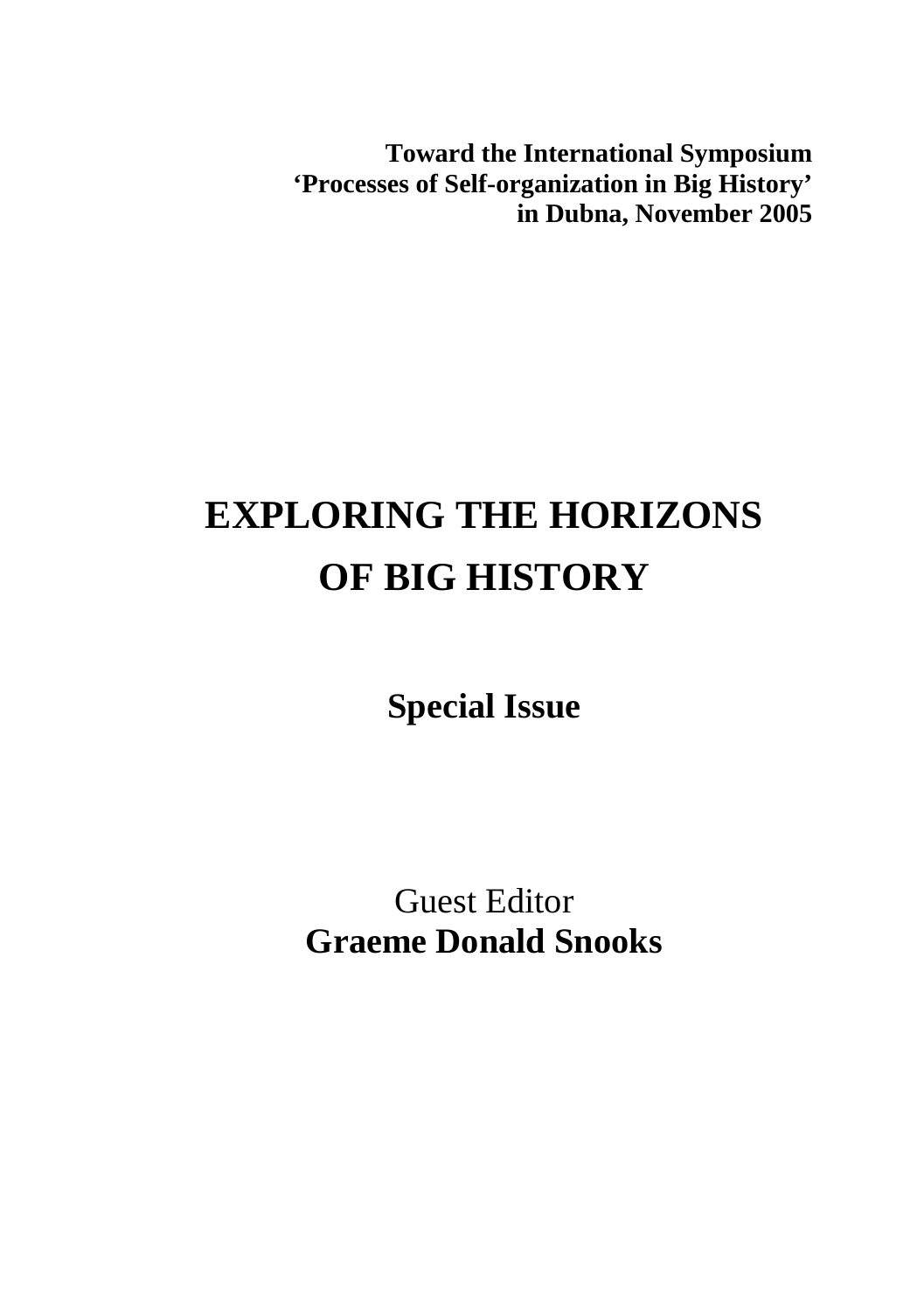**Toward the International Symposium**
**'Processes of Self-organization in Big History'**
**in Dubna, November 2005**

# EXPLORING THE HORIZONS OF BIG HISTORY

## Special Issue

Guest Editor
**Graeme Donald Snooks**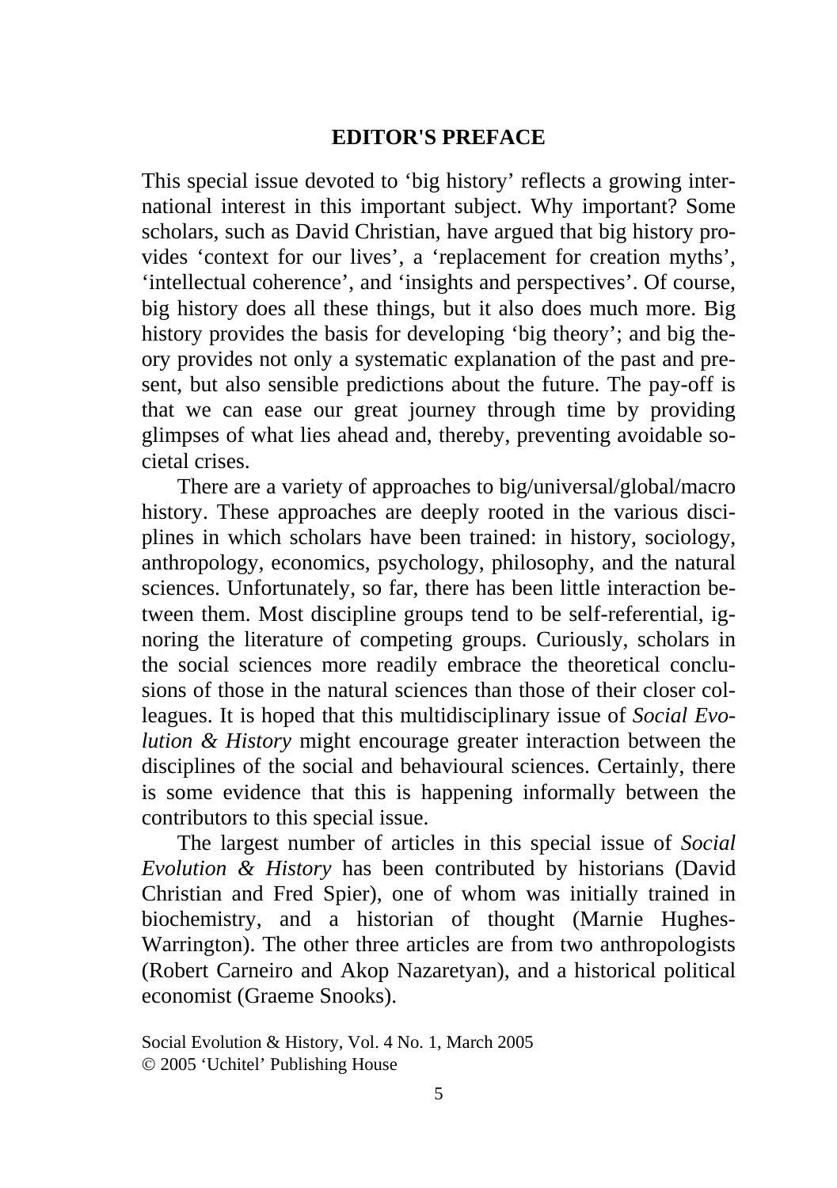## EDITOR'S PREFACE

This special issue devoted to 'big history' reflects a growing international interest in this important subject. Why important? Some scholars, such as David Christian, have argued that big history provides 'context for our lives', a 'replacement for creation myths', 'intellectual coherence', and 'insights and perspectives'. Of course, big history does all these things, but it also does much more. Big history provides the basis for developing 'big theory'; and big theory provides not only a systematic explanation of the past and present, but also sensible predictions about the future. The pay-off is that we can ease our great journey through time by providing glimpses of what lies ahead and, thereby, preventing avoidable societal crises.

There are a variety of approaches to big/universal/global/macro history. These approaches are deeply rooted in the various disciplines in which scholars have been trained: in history, sociology, anthropology, economics, psychology, philosophy, and the natural sciences. Unfortunately, so far, there has been little interaction between them. Most discipline groups tend to be self-referential, ignoring the literature of competing groups. Curiously, scholars in the social sciences more readily embrace the theoretical conclusions of those in the natural sciences than those of their closer colleagues. It is hoped that this multidisciplinary issue of *Social Evolution & History* might encourage greater interaction between the disciplines of the social and behavioural sciences. Certainly, there is some evidence that this is happening informally between the contributors to this special issue.

The largest number of articles in this special issue of *Social Evolution & History* has been contributed by historians (David Christian and Fred Spier), one of whom was initially trained in biochemistry, and a historian of thought (Marnie Hughes-Warrington). The other three articles are from two anthropologists (Robert Carneiro and Akop Nazaretyan), and a historical political economist (Graeme Snooks).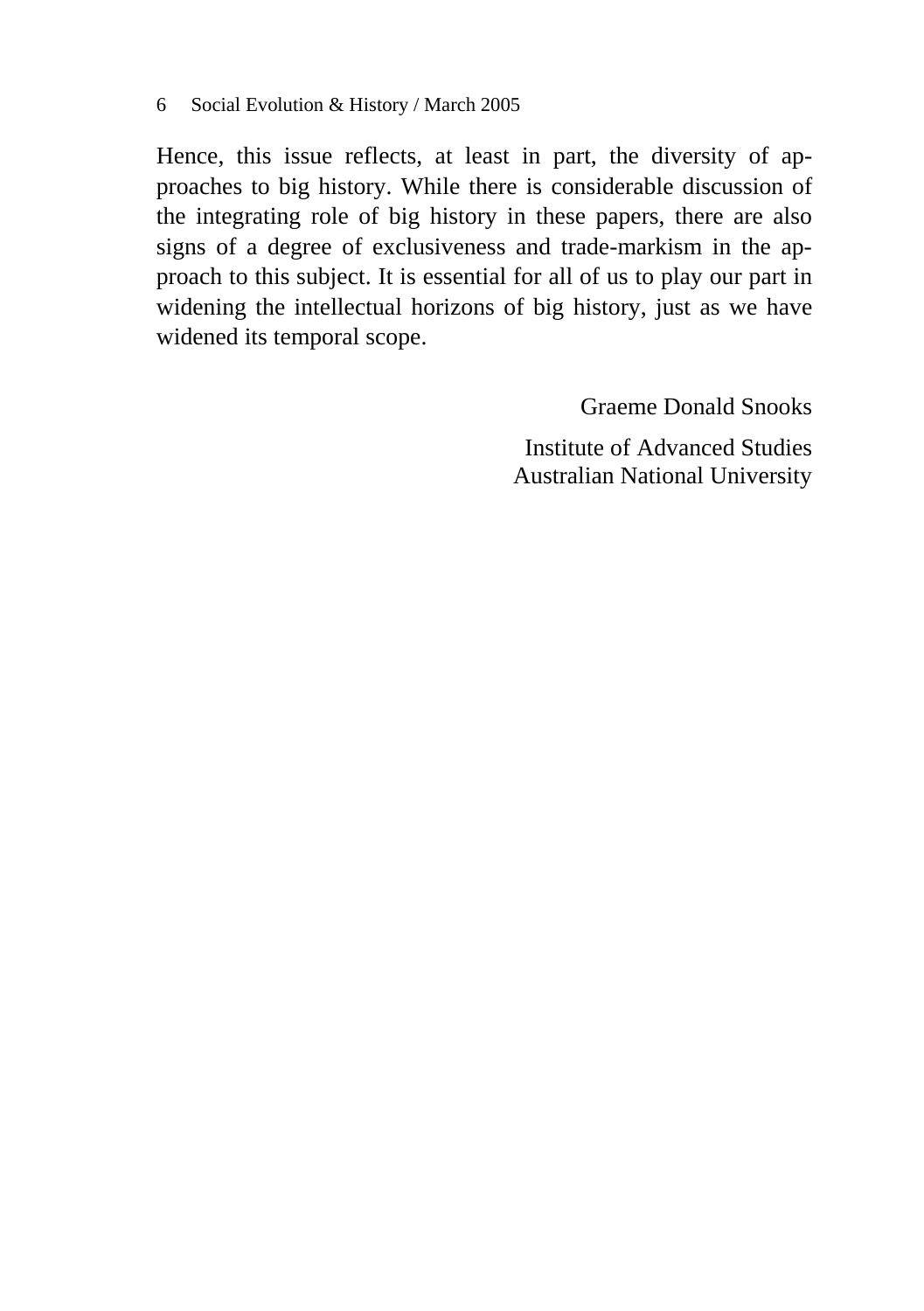Hence, this issue reflects, at least in part, the diversity of approaches to big history. While there is considerable discussion of the integrating role of big history in these papers, there are also signs of a degree of exclusiveness and trade-markism in the approach to this subject. It is essential for all of us to play our part in widening the intellectual horizons of big history, just as we have widened its temporal scope.

Graeme Donald Snooks

Institute of Advanced Studies
Australian National University